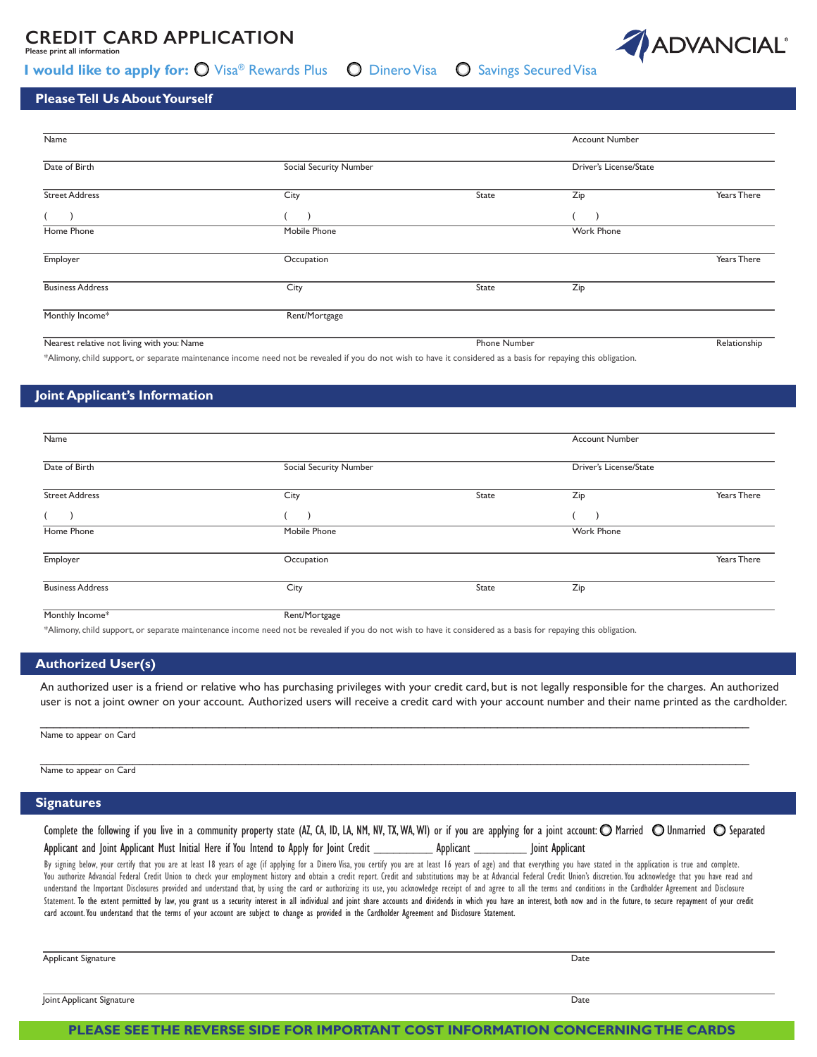# CREDIT CARD APPLICATION

Please print all information

ADVANCIAL®

**I would like to apply for:** ○ Visa® Rewards Plus ○ Dinero Visa ○ Savings Secured Visa

## Please Tell Us About Yourself

| | | | | |
|---|---|---|---|---|
| Name | | | Account Number | |
| Date of Birth | Social Security Number | | Driver's License/State | |
| Street Address | City | State | Zip | Years There |
| ( ) Home Phone | ( ) Mobile Phone | | ( ) Work Phone | |
| Employer | Occupation | | | Years There |
| Business Address | City | State | Zip | |
| Monthly Income* | Rent/Mortgage | | | |
| Nearest relative not living with you: Name | | Phone Number | | Relationship |

*Alimony, child support, or separate maintenance income need not be revealed if you do not wish to have it considered as a basis for repaying this obligation.

## Joint Applicant's Information

| | | | | |
|---|---|---|---|---|
| Name | | | Account Number | |
| Date of Birth | Social Security Number | | Driver's License/State | |
| Street Address | City | State | Zip | Years There |
| ( ) Home Phone | ( ) Mobile Phone | | ( ) Work Phone | |
| Employer | Occupation | | | Years There |
| Business Address | City | State | Zip | |
| Monthly Income* | Rent/Mortgage | | | |

*Alimony, child support, or separate maintenance income need not be revealed if you do not wish to have it considered as a basis for repaying this obligation.

## Authorized User(s)

An authorized user is a friend or relative who has purchasing privileges with your credit card, but is not legally responsible for the charges. An authorized user is not a joint owner on your account. Authorized users will receive a credit card with your account number and their name printed as the cardholder.

______________________________________________
Name to appear on Card

______________________________________________
Name to appear on Card

## Signatures

Complete the following if you live in a community property state (AZ, CA, ID, LA, NM, NV, TX, WA, WI) or if you are applying for a joint account: ○ Married ○ Unmarried ○ Separated

Applicant and Joint Applicant Must Initial Here if You Intend to Apply for Joint Credit __________ Applicant _________ Joint Applicant

By signing below, your certify that you are at least 18 years of age (if applying for a Dinero Visa, you certify you are at least 16 years of age) and that everything you have stated in the application is true and complete. You authorize Advancial Federal Credit Union to check your employment history and obtain a credit report. Credit and substitutions may be at Advancial Federal Credit Union's discretion. You acknowledge that you have read and understand the Important Disclosures provided and understand that, by using the card or authorizing its use, you acknowledge receipt of and agree to all the terms and conditions in the Cardholder Agreement and Disclosure Statement. To the extent permitted by law, you grant us a security interest in all individual and joint share accounts and dividends in which you have an interest, both now and in the future, to secure repayment of your credit card account. You understand that the terms of your account are subject to change as provided in the Cardholder Agreement and Disclosure Statement.

| | |
|---|---|
| Applicant Signature | Date |
| Joint Applicant Signature | Date |

**PLEASE SEE THE REVERSE SIDE FOR IMPORTANT COST INFORMATION CONCERNING THE CARDS**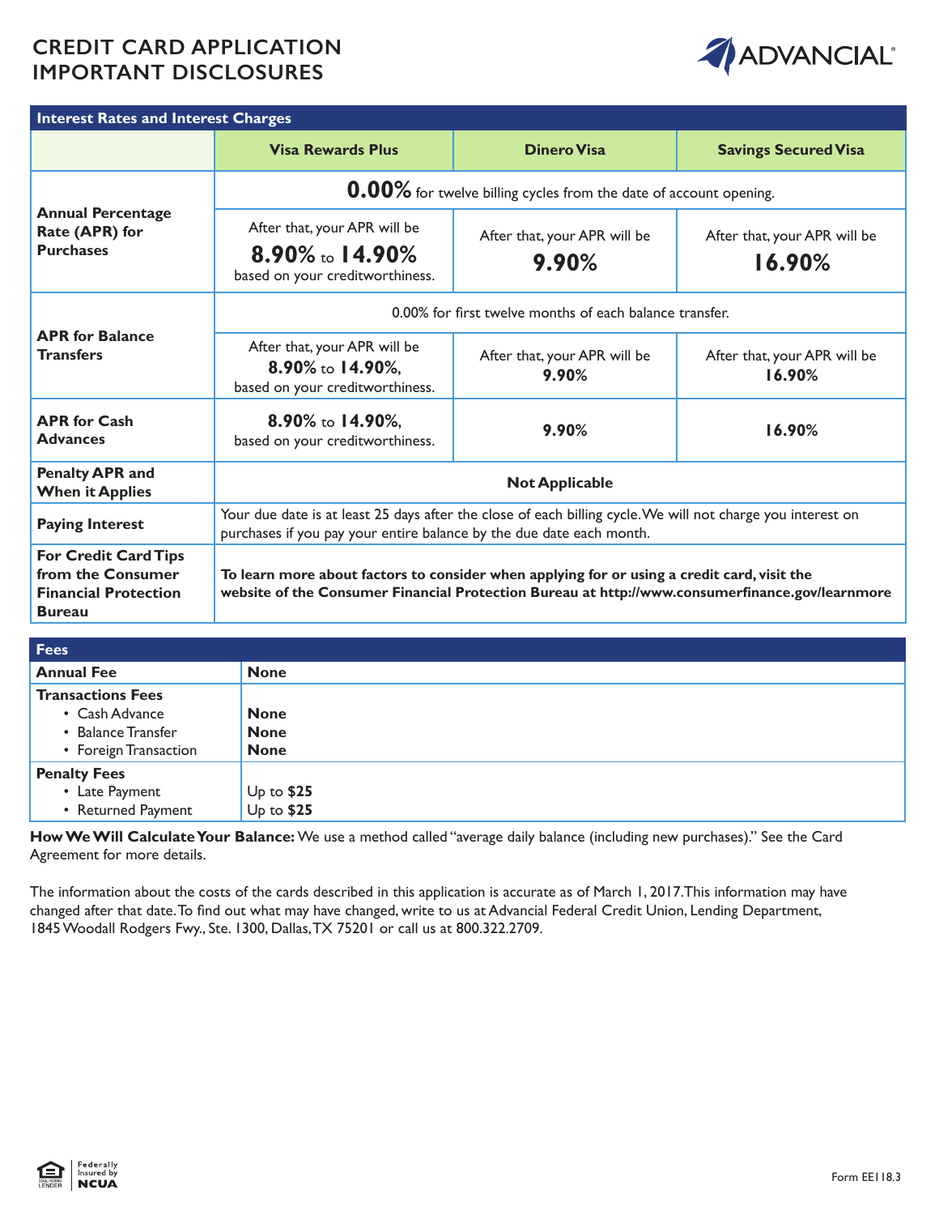# CREDIT CARD APPLICATION IMPORTANT DISCLOSURES

ADVANCIAL®

| Interest Rates and Interest Charges | | | |
|---|---|---|---|
| | **Visa Rewards Plus** | **Dinero Visa** | **Savings Secured Visa** |
| **Annual Percentage Rate (APR) for Purchases** | **0.00%** for twelve billing cycles from the date of account opening. | | |
| | After that, your APR will be **8.90%** to **14.90%** based on your creditworthiness. | After that, your APR will be **9.90%** | After that, your APR will be **16.90%** |
| **APR for Balance Transfers** | 0.00% for first twelve months of each balance transfer. | | |
| | After that, your APR will be **8.90%** to **14.90%**, based on your creditworthiness. | After that, your APR will be **9.90%** | After that, your APR will be **16.90%** |
| **APR for Cash Advances** | **8.90%** to **14.90%**, based on your creditworthiness. | **9.90%** | **16.90%** |
| **Penalty APR and When it Applies** | **Not Applicable** | | |
| **Paying Interest** | Your due date is at least 25 days after the close of each billing cycle. We will not charge you interest on purchases if you pay your entire balance by the due date each month. | | |
| **For Credit Card Tips from the Consumer Financial Protection Bureau** | **To learn more about factors to consider when applying for or using a credit card, visit the website of the Consumer Financial Protection Bureau at http://www.consumerfinance.gov/learnmore** | | |

| Fees | |
|---|---|
| **Annual Fee** | **None** |
| **Transactions Fees** | |
| • Cash Advance | **None** |
| • Balance Transfer | **None** |
| • Foreign Transaction | **None** |
| **Penalty Fees** | |
| • Late Payment | Up to **$25** |
| • Returned Payment | Up to **$25** |

**How We Will Calculate Your Balance:** We use a method called "average daily balance (including new purchases)." See the Card Agreement for more details.

The information about the costs of the cards described in this application is accurate as of March 1, 2017. This information may have changed after that date. To find out what may have changed, write to us at Advancial Federal Credit Union, Lending Department, 1845 Woodall Rodgers Fwy., Ste. 1300, Dallas, TX 75201 or call us at 800.322.2709.

EQUAL HOUSING LENDER | Federally Insured by NCUA

Form EE118.3